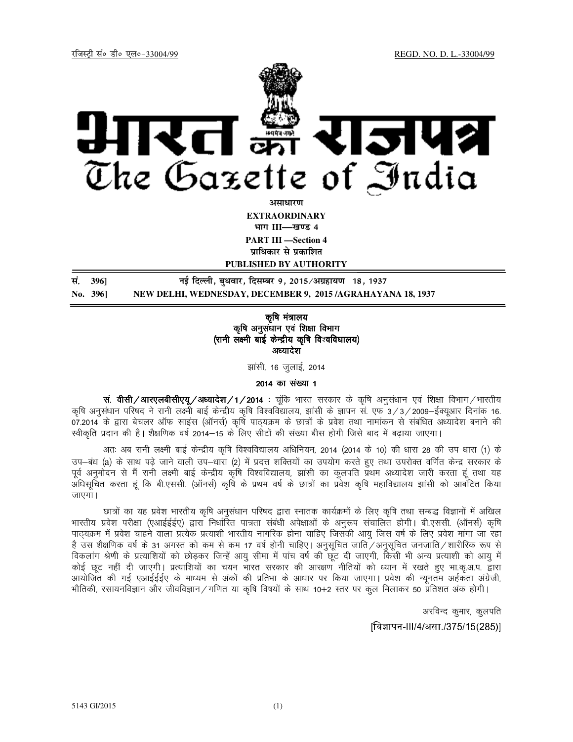रजिस्ट्री सं० डी० एल०-33004/99 REGD. NO. D. L.-33004/99

# भारत का राजपत्र
# The Gazette of India

**असाधारण**

**EXTRAORDINARY**

**भाग III—खण्ड 4**

**PART III —Section 4**

**प्राधिकार से प्रकाशित**

**PUBLISHED BY AUTHORITY**

**सं. 396] नई दिल्ली, बुधवार, दिसम्बर 9, 2015/अग्रहायण 18, 1937**

**No. 396] NEW DELHI, WEDNESDAY, DECEMBER 9, 2015 /AGRAHAYANA 18, 1937**

**कृषि मंत्रालय**

**कृषि अनुसंधान एवं शिक्षा विभाग**

**(रानी लक्ष्मी बाई केन्द्रीय कृषि विश्वविद्यालय)**

**अध्यादेश**

झांसी, 16 जुलाई, 2014

**2014 का संख्या 1**

**सं. वीसी/आरएलबीसीएयू/अध्यादेश/1/2014 :** चूंकि भारत सरकार के कृषि अनुसंधान एवं शिक्षा विभाग/भारतीय कृषि अनुसंधान परिषद ने रानी लक्ष्मी बाई केन्द्रीय कृषि विश्वविद्यालय, झांसी के ज्ञापन सं. एफ 3/3/2009–ईक्यूआर दिनांक 16.07.2014 के द्वारा बेचलर ऑफ साइंस (ऑनर्स) कृषि पाठ्यक्रम के छात्रों के प्रवेश तथा नामांकन से संबंधित अध्यादेश बनाने की स्वीकृति प्रदान की है। शैक्षणिक वर्ष 2014–15 के लिए सीटों की संख्या बीस होगी जिसे बाद में बढ़ाया जाएगा।

अतः अब रानी लक्ष्मी बाई केन्द्रीय कृषि विश्वविद्यालय अधिनियम, 2014 (2014 के 10) की धारा 28 की उप धारा (1) के उप–बंध (a) के साथ पढ़े जाने वाली उप–धारा (2) में प्रदत्त शक्तियों का उपयोग करते हुए तथा उपरोक्त वर्णित केन्द्र सरकार के पूर्व अनुमोदन से मैं रानी लक्ष्मी बाई केन्द्रीय कृषि विश्वविद्यालय, झांसी का कुलपति प्रथम अध्यादेश जारी करता हूं तथा यह अधिसूचित करता हूं कि बी.एससी. (ऑनर्स) कृषि के प्रथम वर्ष के छात्रों का प्रवेश कृषि महाविद्यालय झांसी को आबंटित किया जाएगा।

छात्रों का यह प्रवेश भारतीय कृषि अनुसंधान परिषद द्वारा स्नातक कार्यक्रमों के लिए कृषि तथा सम्बद्ध विज्ञानों में अखिल भारतीय प्रवेश परीक्षा (एआईईईए) द्वारा निर्धारित पात्रता संबंधी अपेक्षाओं के अनुरूप संचालित होगी। बी.एससी. (ऑनर्स) कृषि पाठ्यक्रम में प्रवेश चाहने वाला प्रत्येक प्रत्याशी भारतीय नागरिक होना चाहिए जिसकी आयु जिस वर्ष के लिए प्रवेश मांगा जा रहा है उस शैक्षणिक वर्ष के 31 अगस्त को कम से कम 17 वर्ष होनी चाहिए। अनुसूचित जाति/अनुसूचित जनजाति/शारीरिक रूप से विकलांग श्रेणी के प्रत्याशियों को छोड़कर जिन्हें आयु सीमा में पांच वर्ष की छूट दी जाएगी, किसी भी अन्य प्रत्याशी को आयु में कोई छूट नहीं दी जाएगी। प्रत्याशियों का चयन भारत सरकार की आरक्षण नीतियों को ध्यान में रखते हुए भा.कृ.अ.प. द्वारा आयोजित की गई एआईईईए के माध्यम से अंकों की प्रतिभा के आधार पर किया जाएगा। प्रवेश की न्यूनतम अर्हकता अंग्रेजी, भौतिकी, रसायनविज्ञान और जीवविज्ञान/गणित या कृषि विषयों के साथ 10+2 स्तर पर कुल मिलाकर 50 प्रतिशत अंक होगी।

अरविन्द कुमार, कुलपति

[विज्ञापन-III/4/असा./375/15(285)]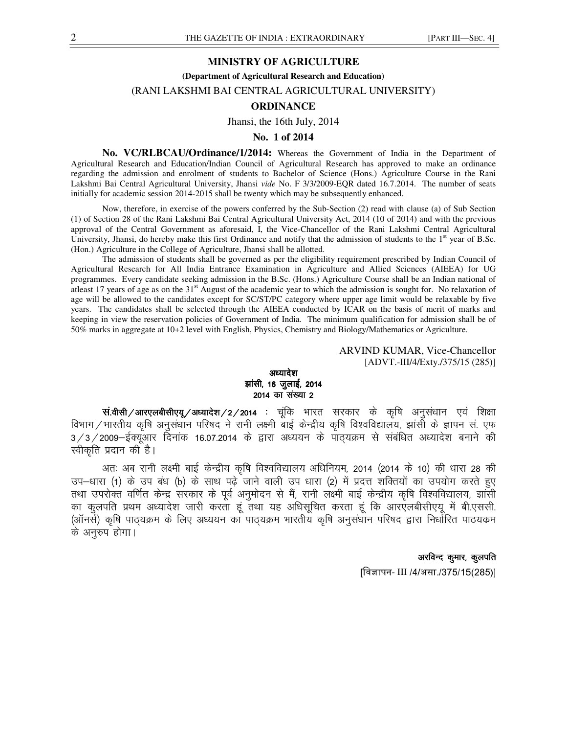## MINISTRY OF AGRICULTURE

**(Department of Agricultural Research and Education)**

(RANI LAKSHMI BAI CENTRAL AGRICULTURAL UNIVERSITY)

**ORDINANCE**

Jhansi, the 16th July, 2014

**No. 1 of 2014**

**No. VC/RLBCAU/Ordinance/1/2014:** Whereas the Government of India in the Department of Agricultural Research and Education/Indian Council of Agricultural Research has approved to make an ordinance regarding the admission and enrolment of students to Bachelor of Science (Hons.) Agriculture Course in the Rani Lakshmi Bai Central Agricultural University, Jhansi *vide* No. F 3/3/2009-EQR dated 16.7.2014. The number of seats initially for academic session 2014-2015 shall be twenty which may be subsequently enhanced.

Now, therefore, in exercise of the powers conferred by the Sub-Section (2) read with clause (a) of Sub Section (1) of Section 28 of the Rani Lakshmi Bai Central Agricultural University Act, 2014 (10 of 2014) and with the previous approval of the Central Government as aforesaid, I, the Vice-Chancellor of the Rani Lakshmi Central Agricultural University, Jhansi, do hereby make this first Ordinance and notify that the admission of students to the 1st year of B.Sc. (Hon.) Agriculture in the College of Agriculture, Jhansi shall be allotted.

The admission of students shall be governed as per the eligibility requirement prescribed by Indian Council of Agricultural Research for All India Entrance Examination in Agriculture and Allied Sciences (AIEEA) for UG programmes. Every candidate seeking admission in the B.Sc. (Hons.) Agriculture Course shall be an Indian national of atleast 17 years of age as on the 31st August of the academic year to which the admission is sought for. No relaxation of age will be allowed to the candidates except for SC/ST/PC category where upper age limit would be relaxable by five years. The candidates shall be selected through the AIEEA conducted by ICAR on the basis of merit of marks and keeping in view the reservation policies of Government of India. The minimum qualification for admission shall be of 50% marks in aggregate at 10+2 level with English, Physics, Chemistry and Biology/Mathematics or Agriculture.

ARVIND KUMAR, Vice-Chancellor
[ADVT.-III/4/Exty./375/15 (285)]

**अध्यादेश**

**झांसी, 16 जुलाई, 2014**

**2014 का संख्या 2**

**सं.वीसी/आरएलबीसीएयू/अध्यादेश/2/2014 :** चूंकि भारत सरकार के कृषि अनुसंधान एवं शिक्षा विभाग/भारतीय कृषि अनुसंधान परिषद ने रानी लक्ष्मी बाई केन्द्रीय कृषि विश्वविद्यालय, झांसी के ज्ञापन सं. एफ 3/3/2009–ईक्यूआर दिनांक 16.07.2014 के द्वारा अध्ययन के पाठ्यक्रम से संबंधित अध्यादेश बनाने की स्वीकृति प्रदान की है।

अतः अब रानी लक्ष्मी बाई केन्द्रीय कृषि विश्वविद्यालय अधिनियम, 2014 (2014 के 10) की धारा 28 की उप–धारा (1) के उप बंध (b) के साथ पढ़े जाने वाली उप धारा (2) में प्रदत्त शक्तियों का उपयोग करते हुए तथा उपरोक्त वर्णित केन्द्र सरकार के पूर्व अनुमोदन से मैं, रानी लक्ष्मी बाई केन्द्रीय कृषि विश्वविद्यालय, झांसी का कुलपति प्रथम अध्यादेश जारी करता हूं तथा यह अधिसूचित करता हूं कि आरएलबीसीएयू में बी.एससी. (ऑनर्स) कृषि पाठ्यक्रम के लिए अध्ययन का पाठ्यक्रम भारतीय कृषि अनुसंधान परिषद द्वारा निर्धारित पाठयकम के अनुरुप होगा।

**अरविन्द कुमार, कुलपति**
[विज्ञापन- III /4/असा./375/15(285)]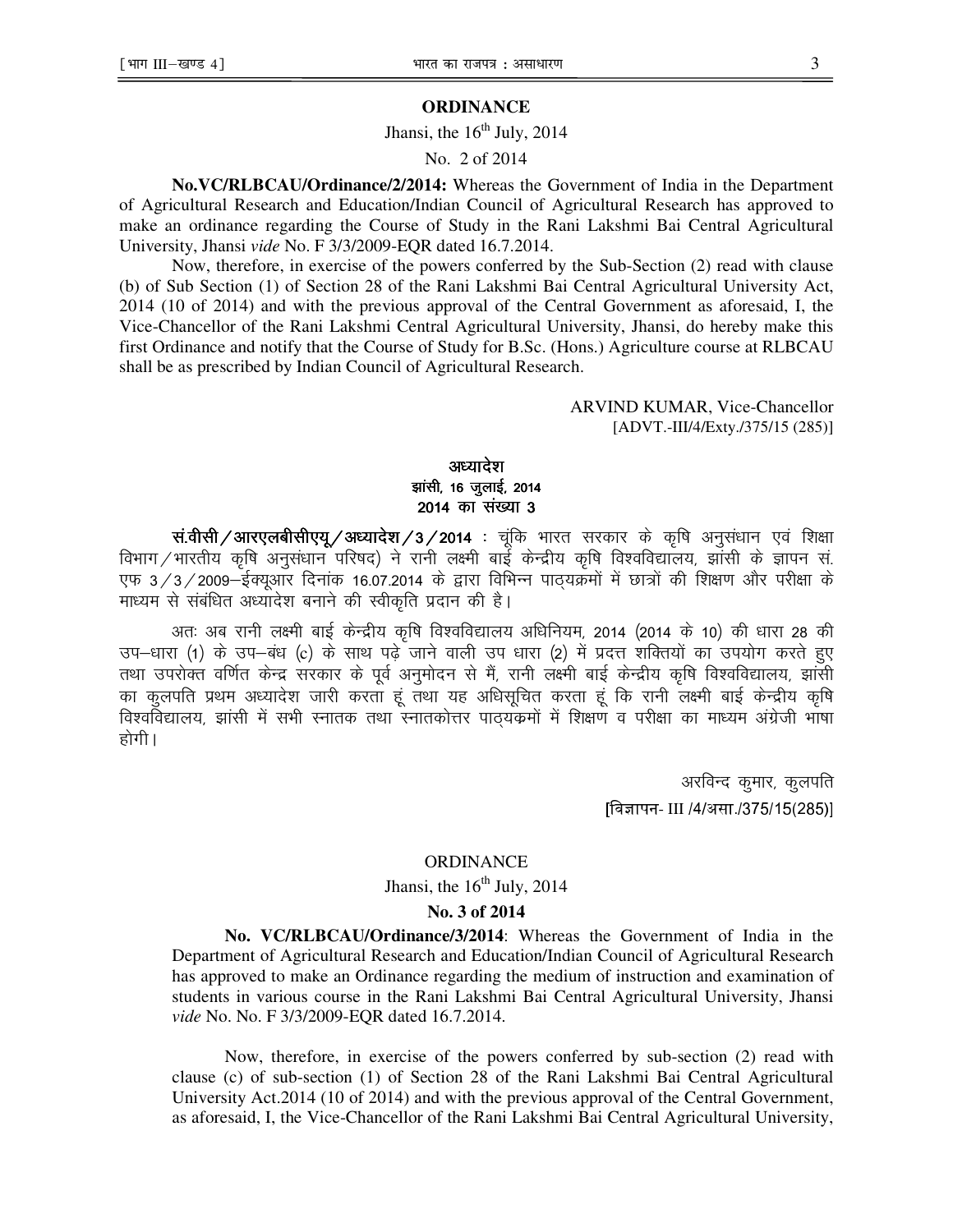## ORDINANCE

Jhansi, the 16th July, 2014

No. 2 of 2014

**No.VC/RLBCAU/Ordinance/2/2014:** Whereas the Government of India in the Department of Agricultural Research and Education/Indian Council of Agricultural Research has approved to make an ordinance regarding the Course of Study in the Rani Lakshmi Bai Central Agricultural University, Jhansi *vide* No. F 3/3/2009-EQR dated 16.7.2014.

Now, therefore, in exercise of the powers conferred by the Sub-Section (2) read with clause (b) of Sub Section (1) of Section 28 of the Rani Lakshmi Bai Central Agricultural University Act, 2014 (10 of 2014) and with the previous approval of the Central Government as aforesaid, I, the Vice-Chancellor of the Rani Lakshmi Central Agricultural University, Jhansi, do hereby make this first Ordinance and notify that the Course of Study for B.Sc. (Hons.) Agriculture course at RLBCAU shall be as prescribed by Indian Council of Agricultural Research.

ARVIND KUMAR, Vice-Chancellor
[ADVT.-III/4/Exty./375/15 (285)]

## अध्यादेश

झांसी, 16 जुलाई, 2014

2014 का संख्या 3

**सं.वीसी/आरएलबीसीएयू/अध्यादेश/3/2014 :** चूंकि भारत सरकार के कृषि अनुसंधान एवं शिक्षा विभाग/भारतीय कृषि अनुसंधान परिषद) ने रानी लक्ष्मी बाई केन्द्रीय कृषि विश्वविद्यालय, झांसी के ज्ञापन सं. एफ 3/3/2009–ईक्यूआर दिनांक 16.07.2014 के द्वारा विभिन्न पाठ्यक्रमों में छात्रों की शिक्षण और परीक्षा के माध्यम से संबंधित अध्यादेश बनाने की स्वीकृति प्रदान की है।

अतः अब रानी लक्ष्मी बाई केन्द्रीय कृषि विश्वविद्यालय अधिनियम, 2014 (2014 के 10) की धारा 28 की उप–धारा (1) के उप–बंध (c) के साथ पढ़े जाने वाली उप धारा (2) में प्रदत्त शक्तियों का उपयोग करते हुए तथा उपरोक्त वर्णित केन्द्र सरकार के पूर्व अनुमोदन से मैं, रानी लक्ष्मी बाई केन्द्रीय कृषि विश्वविद्यालय, झांसी का कुलपति प्रथम अध्यादेश जारी करता हूं तथा यह अधिसूचित करता हूं कि रानी लक्ष्मी बाई केन्द्रीय कृषि विश्वविद्यालय, झांसी में सभी स्नातक तथा स्नातकोत्तर पाठ्यक्रमों में शिक्षण व परीक्षा का माध्यम अंग्रेजी भाषा होगी।

अरविन्द कुमार, कुलपति
[विज्ञापन- III /4/असा./375/15(285)]

## ORDINANCE

Jhansi, the 16th July, 2014

**No. 3 of 2014**

**No. VC/RLBCAU/Ordinance/3/2014**: Whereas the Government of India in the Department of Agricultural Research and Education/Indian Council of Agricultural Research has approved to make an Ordinance regarding the medium of instruction and examination of students in various course in the Rani Lakshmi Bai Central Agricultural University, Jhansi *vide* No. No. F 3/3/2009-EQR dated 16.7.2014.

Now, therefore, in exercise of the powers conferred by sub-section (2) read with clause (c) of sub-section (1) of Section 28 of the Rani Lakshmi Bai Central Agricultural University Act.2014 (10 of 2014) and with the previous approval of the Central Government, as aforesaid, I, the Vice-Chancellor of the Rani Lakshmi Bai Central Agricultural University,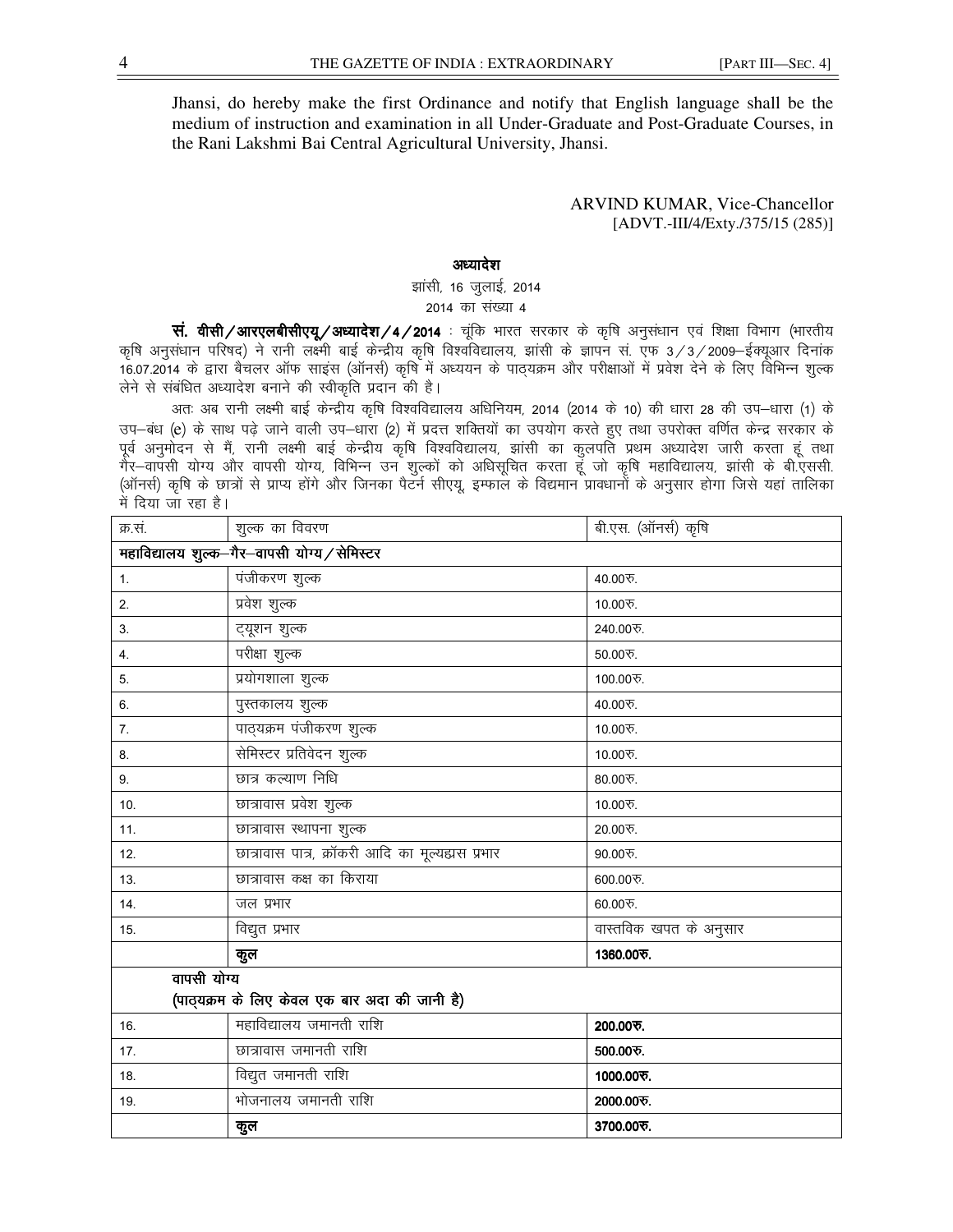Jhansi, do hereby make the first Ordinance and notify that English language shall be the medium of instruction and examination in all Under-Graduate and Post-Graduate Courses, in the Rani Lakshmi Bai Central Agricultural University, Jhansi.

ARVIND KUMAR, Vice-Chancellor
[ADVT.-III/4/Exty./375/15 (285)]

## अध्यादेश

झांसी, 16 जुलाई, 2014

2014 का संख्या 4

**सं. वीसी/आरएलबीसीएयू/अध्यादेश/4/2014** : चूंकि भारत सरकार के कृषि अनुसंधान एवं शिक्षा विभाग (भारतीय कृषि अनुसंधान परिषद) ने रानी लक्ष्मी बाई केन्द्रीय कृषि विश्वविद्यालय, झांसी के ज्ञापन सं. एफ 3/3/2009–ईक्यूआर दिनांक 16.07.2014 के द्वारा बैचलर ऑफ साइंस (ऑनर्स) कृषि में अध्ययन के पाठ्यक्रम और परीक्षाओं में प्रवेश देने के लिए विभिन्न शुल्क लेने से संबंधित अध्यादेश बनाने की स्वीकृति प्रदान की है।

अतः अब रानी लक्ष्मी बाई केन्द्रीय कृषि विश्वविद्यालय अधिनियम, 2014 (2014 के 10) की धारा 28 की उप–धारा (1) के उप–बंध (e) के साथ पढ़े जाने वाली उप–धारा (2) में प्रदत्त शक्तियों का उपयोग करते हुए तथा उपरोक्त वर्णित केन्द्र सरकार के पूर्व अनुमोदन से मैं, रानी लक्ष्मी बाई केन्द्रीय कृषि विश्वविद्यालय, झांसी का कुलपति प्रथम अध्यादेश जारी करता हूं तथा गैर–वापसी योग्य और वापसी योग्य, विभिन्न उन शुल्कों को अधिसूचित करता हूं जो कृषि महाविद्यालय, झांसी के बी.एससी. (ऑनर्स) कृषि के छात्रों से प्राप्य होंगे और जिनका पैटर्न सीएयू, इम्फाल के विद्यमान प्रावधानों के अनुसार होगा जिसे यहां तालिका में दिया जा रहा है।

| क्र.सं. | शुल्क का विवरण | बी.एस. (ऑनर्स) कृषि |
|---|---|---|
| **महाविद्यालय शुल्क–गैर–वापसी योग्य/सेमिस्टर** | | |
| 1. | पंजीकरण शुल्क | 40.00रु. |
| 2. | प्रवेश शुल्क | 10.00रु. |
| 3. | ट्यूशन शुल्क | 240.00रु. |
| 4. | परीक्षा शुल्क | 50.00रु. |
| 5. | प्रयोगशाला शुल्क | 100.00रु. |
| 6. | पुस्तकालय शुल्क | 40.00रु. |
| 7. | पाठ्यक्रम पंजीकरण शुल्क | 10.00रु. |
| 8. | सेमिस्टर प्रतिवेदन शुल्क | 10.00रु. |
| 9. | छात्र कल्याण निधि | 80.00रु. |
| 10. | छात्रावास प्रवेश शुल्क | 10.00रु. |
| 11. | छात्रावास स्थापना शुल्क | 20.00रु. |
| 12. | छात्रावास पात्र, क्रॉकरी आदि का मूल्यह्रास प्रभार | 90.00रु. |
| 13. | छात्रावास कक्ष का किराया | 600.00रु. |
| 14. | जल प्रभार | 60.00रु. |
| 15. | विद्युत प्रभार | वास्तविक खपत के अनुसार |
| | **कुल** | **1360.00रु.** |
| **वापसी योग्य (पाठ्यक्रम के लिए केवल एक बार अदा की जानी है)** | | |
| 16. | महाविद्यालय जमानती राशि | **200.00रु.** |
| 17. | छात्रावास जमानती राशि | **500.00रु.** |
| 18. | विद्युत जमानती राशि | **1000.00रु.** |
| 19. | भोजनालय जमानती राशि | **2000.00रु.** |
| | **कुल** | **3700.00रु.** |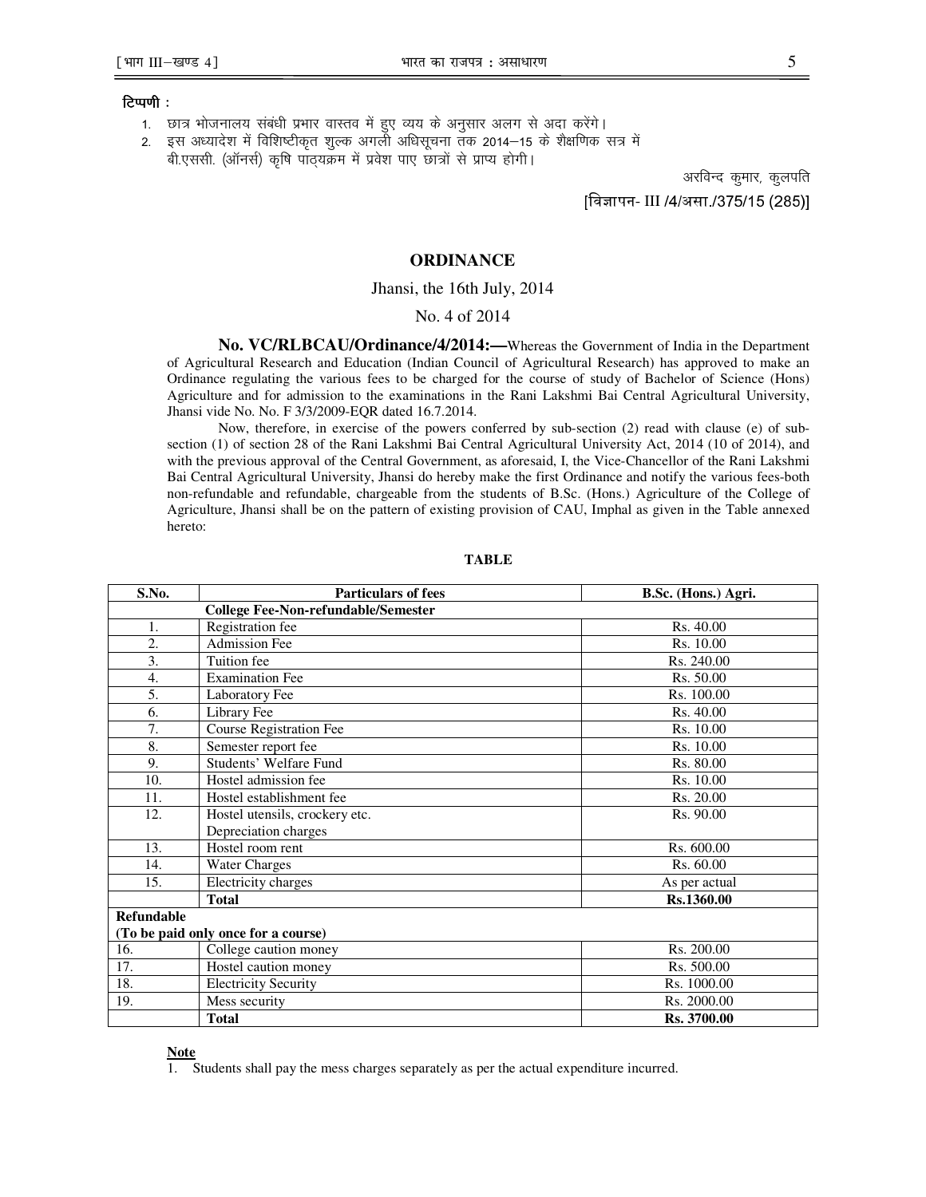**टिप्पणी :**

1. छात्र भोजनालय संबंधी प्रभार वास्तव में हुए व्यय के अनुसार अलग से अदा करेंगे।
2. इस अध्यादेश में विशिष्टीकृत शुल्क अगली अधिसूचना तक 2014–15 के शैक्षणिक सत्र में बी.एससी. (ऑनर्स) कृषि पाठ्यक्रम में प्रवेश पाए छात्रों से प्राप्य होगी।

अरविन्द कुमार, कुलपति

[विज्ञापन- III /4/असा./375/15 (285)]

## ORDINANCE

Jhansi, the 16th July, 2014

No. 4 of 2014

**No. VC/RLBCAU/Ordinance/4/2014:—**Whereas the Government of India in the Department of Agricultural Research and Education (Indian Council of Agricultural Research) has approved to make an Ordinance regulating the various fees to be charged for the course of study of Bachelor of Science (Hons) Agriculture and for admission to the examinations in the Rani Lakshmi Bai Central Agricultural University, Jhansi vide No. No. F 3/3/2009-EQR dated 16.7.2014.

Now, therefore, in exercise of the powers conferred by sub-section (2) read with clause (e) of sub-section (1) of section 28 of the Rani Lakshmi Bai Central Agricultural University Act, 2014 (10 of 2014), and with the previous approval of the Central Government, as aforesaid, I, the Vice-Chancellor of the Rani Lakshmi Bai Central Agricultural University, Jhansi do hereby make the first Ordinance and notify the various fees-both non-refundable and refundable, chargeable from the students of B.Sc. (Hons.) Agriculture of the College of Agriculture, Jhansi shall be on the pattern of existing provision of CAU, Imphal as given in the Table annexed hereto:

**TABLE**

| S.No. | Particulars of fees | B.Sc. (Hons.) Agri. |
|---|---|---|
| | **College Fee-Non-refundable/Semester** | |
| 1. | Registration fee | Rs. 40.00 |
| 2. | Admission Fee | Rs. 10.00 |
| 3. | Tuition fee | Rs. 240.00 |
| 4. | Examination Fee | Rs. 50.00 |
| 5. | Laboratory Fee | Rs. 100.00 |
| 6. | Library Fee | Rs. 40.00 |
| 7. | Course Registration Fee | Rs. 10.00 |
| 8. | Semester report fee | Rs. 10.00 |
| 9. | Students' Welfare Fund | Rs. 80.00 |
| 10. | Hostel admission fee | Rs. 10.00 |
| 11. | Hostel establishment fee | Rs. 20.00 |
| 12. | Hostel utensils, crockery etc. Depreciation charges | Rs. 90.00 |
| 13. | Hostel room rent | Rs. 600.00 |
| 14. | Water Charges | Rs. 60.00 |
| 15. | Electricity charges | As per actual |
| | **Total** | **Rs.1360.00** |
| **Refundable (To be paid only once for a course)** | | |
| 16. | College caution money | Rs. 200.00 |
| 17. | Hostel caution money | Rs. 500.00 |
| 18. | Electricity Security | Rs. 1000.00 |
| 19. | Mess security | Rs. 2000.00 |
| | **Total** | **Rs. 3700.00** |

**Note**

1. Students shall pay the mess charges separately as per the actual expenditure incurred.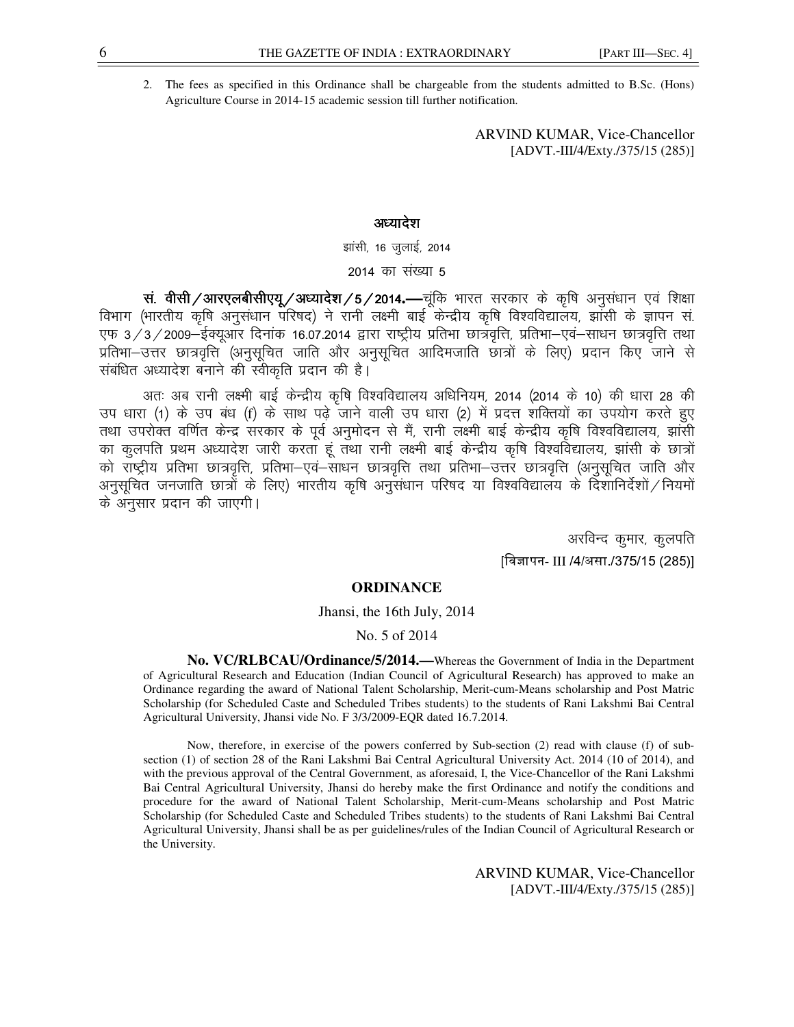2. The fees as specified in this Ordinance shall be chargeable from the students admitted to B.Sc. (Hons) Agriculture Course in 2014-15 academic session till further notification.

ARVIND KUMAR, Vice-Chancellor
[ADVT.-III/4/Exty./375/15 (285)]

## अध्यादेश

झांसी, 16 जुलाई, 2014

2014 का संख्या 5

**सं. वीसी/आरएलबीसीएयू/अध्यादेश/5/2014.**—चूंकि भारत सरकार के कृषि अनुसंधान एवं शिक्षा विभाग (भारतीय कृषि अनुसंधान परिषद) ने रानी लक्ष्मी बाई केन्द्रीय कृषि विश्वविद्यालय, झांसी के ज्ञापन सं. एफ 3/3/2009–ईक्यूआर दिनांक 16.07.2014 द्वारा राष्ट्रीय प्रतिभा छात्रवृत्ति, प्रतिभा–एवं–साधन छात्रवृत्ति तथा प्रतिभा–उत्तर छात्रवृत्ति (अनुसूचित जाति और अनुसूचित आदिमजाति छात्रों के लिए) प्रदान किए जाने से संबंधित अध्यादेश बनाने की स्वीकृति प्रदान की है।

अतः अब रानी लक्ष्मी बाई केन्द्रीय कृषि विश्वविद्यालय अधिनियम, 2014 (2014 के 10) की धारा 28 की उप धारा (1) के उप बंध (f) के साथ पढ़े जाने वाली उप धारा (2) में प्रदत्त शक्तियों का उपयोग करते हुए तथा उपरोक्त वर्णित केन्द्र सरकार के पूर्व अनुमोदन से मैं, रानी लक्ष्मी बाई केन्द्रीय कृषि विश्वविद्यालय, झांसी का कुलपति प्रथम अध्यादेश जारी करता हूं तथा रानी लक्ष्मी बाई केन्द्रीय कृषि विश्वविद्यालय, झांसी के छात्रों को राष्ट्रीय प्रतिभा छात्रवृत्ति, प्रतिभा–एवं–साधन छात्रवृत्ति तथा प्रतिभा–उत्तर छात्रवृत्ति (अनुसूचित जाति और अनुसूचित जनजाति छात्रों के लिए) भारतीय कृषि अनुसंधान परिषद या विश्वविद्यालय के दिशानिर्देशों/नियमों के अनुसार प्रदान की जाएगी।

अरविन्द कुमार, कुलपति
[विज्ञापन- III /4/असा./375/15 (285)]

## ORDINANCE

Jhansi, the 16th July, 2014

No. 5 of 2014

**No. VC/RLBCAU/Ordinance/5/2014.**—Whereas the Government of India in the Department of Agricultural Research and Education (Indian Council of Agricultural Research) has approved to make an Ordinance regarding the award of National Talent Scholarship, Merit-cum-Means scholarship and Post Matric Scholarship (for Scheduled Caste and Scheduled Tribes students) to the students of Rani Lakshmi Bai Central Agricultural University, Jhansi vide No. F 3/3/2009-EQR dated 16.7.2014.

Now, therefore, in exercise of the powers conferred by Sub-section (2) read with clause (f) of sub-section (1) of section 28 of the Rani Lakshmi Bai Central Agricultural University Act. 2014 (10 of 2014), and with the previous approval of the Central Government, as aforesaid, I, the Vice-Chancellor of the Rani Lakshmi Bai Central Agricultural University, Jhansi do hereby make the first Ordinance and notify the conditions and procedure for the award of National Talent Scholarship, Merit-cum-Means scholarship and Post Matric Scholarship (for Scheduled Caste and Scheduled Tribes students) to the students of Rani Lakshmi Bai Central Agricultural University, Jhansi shall be as per guidelines/rules of the Indian Council of Agricultural Research or the University.

ARVIND KUMAR, Vice-Chancellor
[ADVT.-III/4/Exty./375/15 (285)]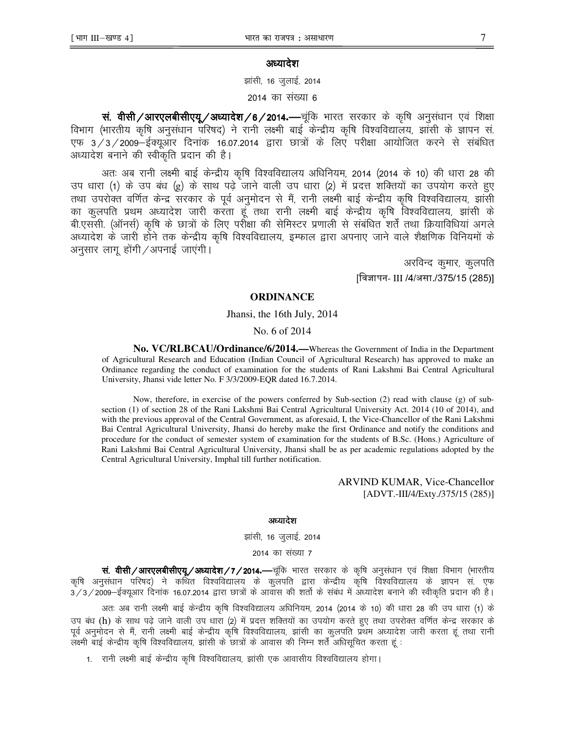## अध्यादेश

झांसी, 16 जुलाई, 2014

2014 का संख्या 6

**सं. वीसी/आरएलबीसीएयू/अध्यादेश/6/2014.—**चूंकि भारत सरकार के कृषि अनुसंधान एवं शिक्षा विभाग (भारतीय कृषि अनुसंधान परिषद) ने रानी लक्ष्मी बाई केन्द्रीय कृषि विश्वविद्यालय, झांसी के ज्ञापन सं. एफ 3/3/2009–ईक्यूआर दिनांक 16.07.2014 द्वारा छात्रों के लिए परीक्षा आयोजित करने से संबंधित अध्यादेश बनाने की स्वीकृति प्रदान की है।

अतः अब रानी लक्ष्मी बाई केन्द्रीय कृषि विश्वविद्यालय अधिनियम, 2014 (2014 के 10) की धारा 28 की उप धारा (1) के उप बंध (g) के साथ पढ़े जाने वाली उप धारा (2) में प्रदत्त शक्तियों का उपयोग करते हुए तथा उपरोक्त वर्णित केन्द्र सरकार के पूर्व अनुमोदन से मैं, रानी लक्ष्मी बाई केन्द्रीय कृषि विश्वविद्यालय, झांसी का कुलपति प्रथम अध्यादेश जारी करता हूं तथा रानी लक्ष्मी बाई केन्द्रीय कृषि विश्वविद्यालय, झांसी के बी.एससी. (ऑनर्स) कृषि के छात्रों के लिए परीक्षा की सेमिस्टर प्रणाली से संबंधित शर्तें तथा क्रियाविधियां अगले अध्यादेश के जारी होने तक केन्द्रीय कृषि विश्वविद्यालय, इम्फाल द्वारा अपनाए जाने वाले शैक्षणिक विनियमों के अनुसार लागू होंगी/अपनाई जाएंगी।

अरविन्द कुमार, कुलपति
[विज्ञापन- III /4/असा./375/15 (285)]

## ORDINANCE

Jhansi, the 16th July, 2014

No. 6 of 2014

**No. VC/RLBCAU/Ordinance/6/2014.—**Whereas the Government of India in the Department of Agricultural Research and Education (Indian Council of Agricultural Research) has approved to make an Ordinance regarding the conduct of examination for the students of Rani Lakshmi Bai Central Agricultural University, Jhansi vide letter No. F 3/3/2009-EQR dated 16.7.2014.

Now, therefore, in exercise of the powers conferred by Sub-section (2) read with clause (g) of sub-section (1) of section 28 of the Rani Lakshmi Bai Central Agricultural University Act. 2014 (10 of 2014), and with the previous approval of the Central Government, as aforesaid, I, the Vice-Chancellor of the Rani Lakshmi Bai Central Agricultural University, Jhansi do hereby make the first Ordinance and notify the conditions and procedure for the conduct of semester system of examination for the students of B.Sc. (Hons.) Agriculture of Rani Lakshmi Bai Central Agricultural University, Jhansi shall be as per academic regulations adopted by the Central Agricultural University, Imphal till further notification.

ARVIND KUMAR, Vice-Chancellor
[ADVT.-III/4/Exty./375/15 (285)]

## अध्यादेश

झांसी, 16 जुलाई, 2014

2014 का संख्या 7

**सं. वीसी/आरएलबीसीएयू/अध्यादेश/7/2014.—**चूंकि भारत सरकार के कृषि अनुसंधान एवं शिक्षा विभाग (भारतीय कृषि अनुसंधान परिषद) ने कथित विश्वविद्यालय के कुलपति द्वारा केन्द्रीय कृषि विश्वविद्यालय के ज्ञापन सं. एफ 3/3/2009–ईक्यूआर दिनांक 16.07.2014 द्वारा छात्रों के आवास की शर्तों के संबंध में अध्यादेश बनाने की स्वीकृति प्रदान की है।

अतः अब रानी लक्ष्मी बाई केन्द्रीय कृषि विश्वविद्यालय अधिनियम, 2014 (2014 के 10) की धारा 28 की उप धारा (1) के उप बंध (h) के साथ पढ़े जाने वाली उप धारा (2) में प्रदत्त शक्तियों का उपयोग करते हुए तथा उपरोक्त वर्णित केन्द्र सरकार के पूर्व अनुमोदन से मैं, रानी लक्ष्मी बाई केन्द्रीय कृषि विश्वविद्यालय, झांसी का कुलपति प्रथम अध्यादेश जारी करता हूं तथा रानी लक्ष्मी बाई केन्द्रीय कृषि विश्वविद्यालय, झांसी के छात्रों के आवास की निम्न शर्तें अधिसूचित करता हूं :

1. रानी लक्ष्मी बाई केन्द्रीय कृषि विश्वविद्यालय, झांसी एक आवासीय विश्वविद्यालय होगा।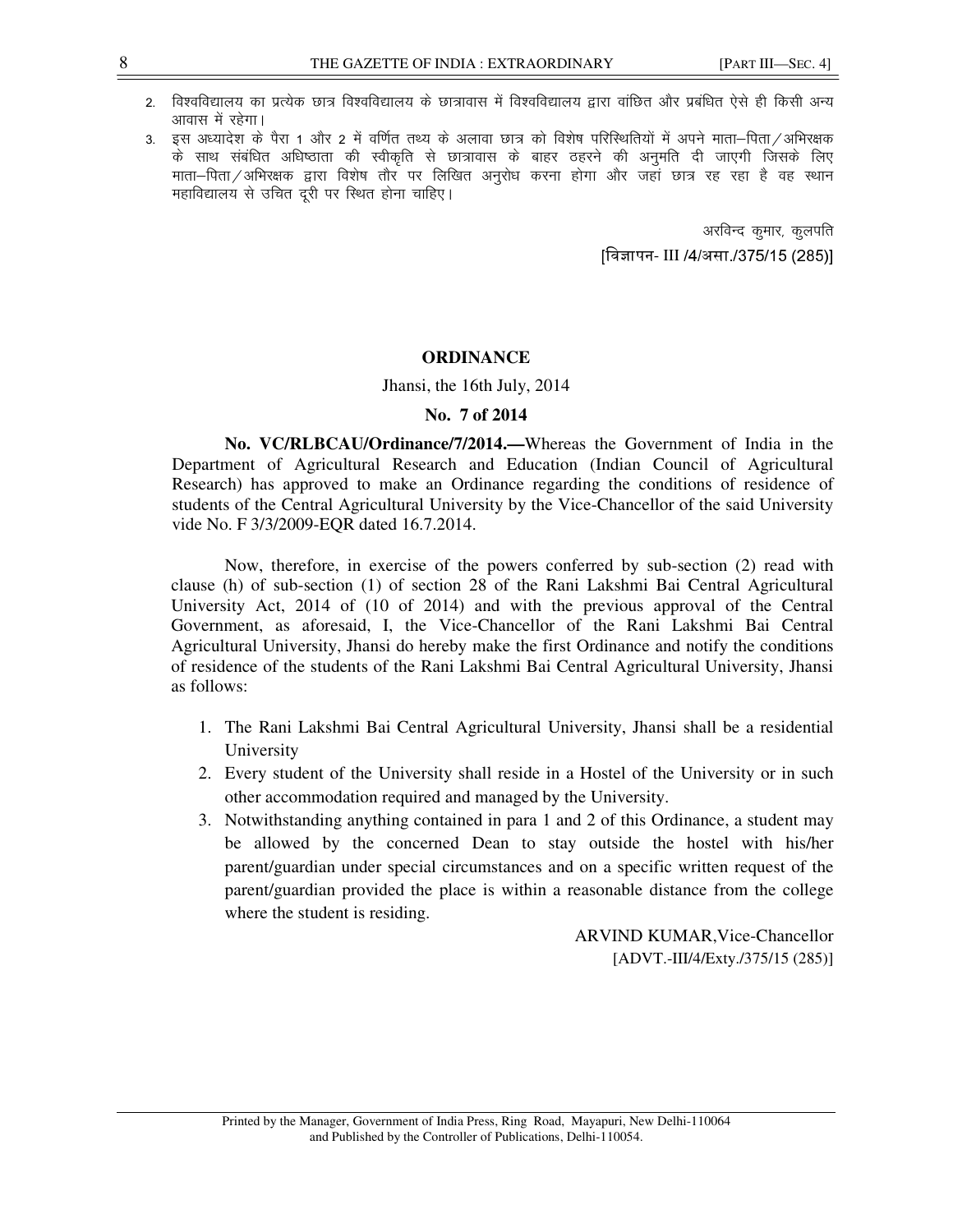2. विश्वविद्यालय का प्रत्येक छात्र विश्वविद्यालय के छात्रावास में विश्वविद्यालय द्वारा वांछित और प्रबंधित ऐसे ही किसी अन्य आवास में रहेगा।
3. इस अध्यादेश के पैरा 1 और 2 में वर्णित तथ्य के अलावा छात्र को विशेष परिस्थितियों में अपने माता–पिता / अभिरक्षक के साथ संबंधित अधिष्ठाता की स्वीकृति से छात्रावास के बाहर ठहरने की अनुमति दी जाएगी जिसके लिए माता–पिता / अभिरक्षक द्वारा विशेष तौर पर लिखित अनुरोध करना होगा और जहां छात्र रह रहा है वह स्थान महाविद्यालय से उचित दूरी पर स्थित होना चाहिए।

अरविन्द कुमार, कुलपति

[विज्ञापन- III /4/असा./375/15 (285)]

## ORDINANCE

Jhansi, the 16th July, 2014

**No. 7 of 2014**

**No. VC/RLBCAU/Ordinance/7/2014.—**Whereas the Government of India in the Department of Agricultural Research and Education (Indian Council of Agricultural Research) has approved to make an Ordinance regarding the conditions of residence of students of the Central Agricultural University by the Vice-Chancellor of the said University vide No. F 3/3/2009-EQR dated 16.7.2014.

Now, therefore, in exercise of the powers conferred by sub-section (2) read with clause (h) of sub-section (1) of section 28 of the Rani Lakshmi Bai Central Agricultural University Act, 2014 of (10 of 2014) and with the previous approval of the Central Government, as aforesaid, I, the Vice-Chancellor of the Rani Lakshmi Bai Central Agricultural University, Jhansi do hereby make the first Ordinance and notify the conditions of residence of the students of the Rani Lakshmi Bai Central Agricultural University, Jhansi as follows:

1. The Rani Lakshmi Bai Central Agricultural University, Jhansi shall be a residential University
2. Every student of the University shall reside in a Hostel of the University or in such other accommodation required and managed by the University.
3. Notwithstanding anything contained in para 1 and 2 of this Ordinance, a student may be allowed by the concerned Dean to stay outside the hostel with his/her parent/guardian under special circumstances and on a specific written request of the parent/guardian provided the place is within a reasonable distance from the college where the student is residing.

ARVIND KUMAR,Vice-Chancellor

[ADVT.-III/4/Exty./375/15 (285)]

Printed by the Manager, Government of India Press, Ring Road, Mayapuri, New Delhi-110064 and Published by the Controller of Publications, Delhi-110054.